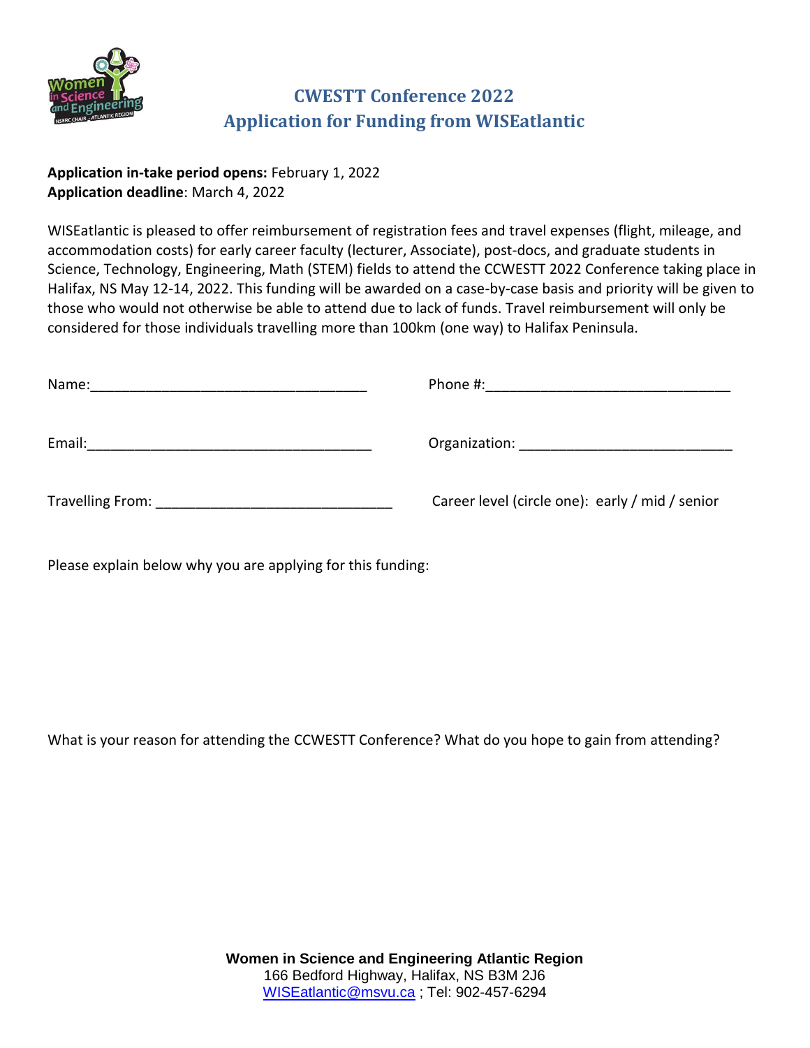# CWESTT Conference 2022
# Application for Funding from WISEatlantic

**Application in-take period opens:** February 1, 2022
**Application deadline**: March 4, 2022

WISEatlantic is pleased to offer reimbursement of registration fees and travel expenses (flight, mileage, and accommodation costs) for early career faculty (lecturer, Associate), post-docs, and graduate students in Science, Technology, Engineering, Math (STEM) fields to attend the CCWESTT 2022 Conference taking place in Halifax, NS May 12-14, 2022. This funding will be awarded on a case-by-case basis and priority will be given to those who would not otherwise be able to attend due to lack of funds. Travel reimbursement will only be considered for those individuals travelling more than 100km (one way) to Halifax Peninsula.

Name:___________________________________ Phone #:_______________________________

Email:____________________________________ Organization: __________________________

Travelling From: ____________________________ Career level (circle one): early / mid / senior

Please explain below why you are applying for this funding:

What is your reason for attending the CCWESTT Conference? What do you hope to gain from attending?

**Women in Science and Engineering Atlantic Region**
166 Bedford Highway, Halifax, NS B3M 2J6
WISEatlantic@msvu.ca ; Tel: 902-457-6294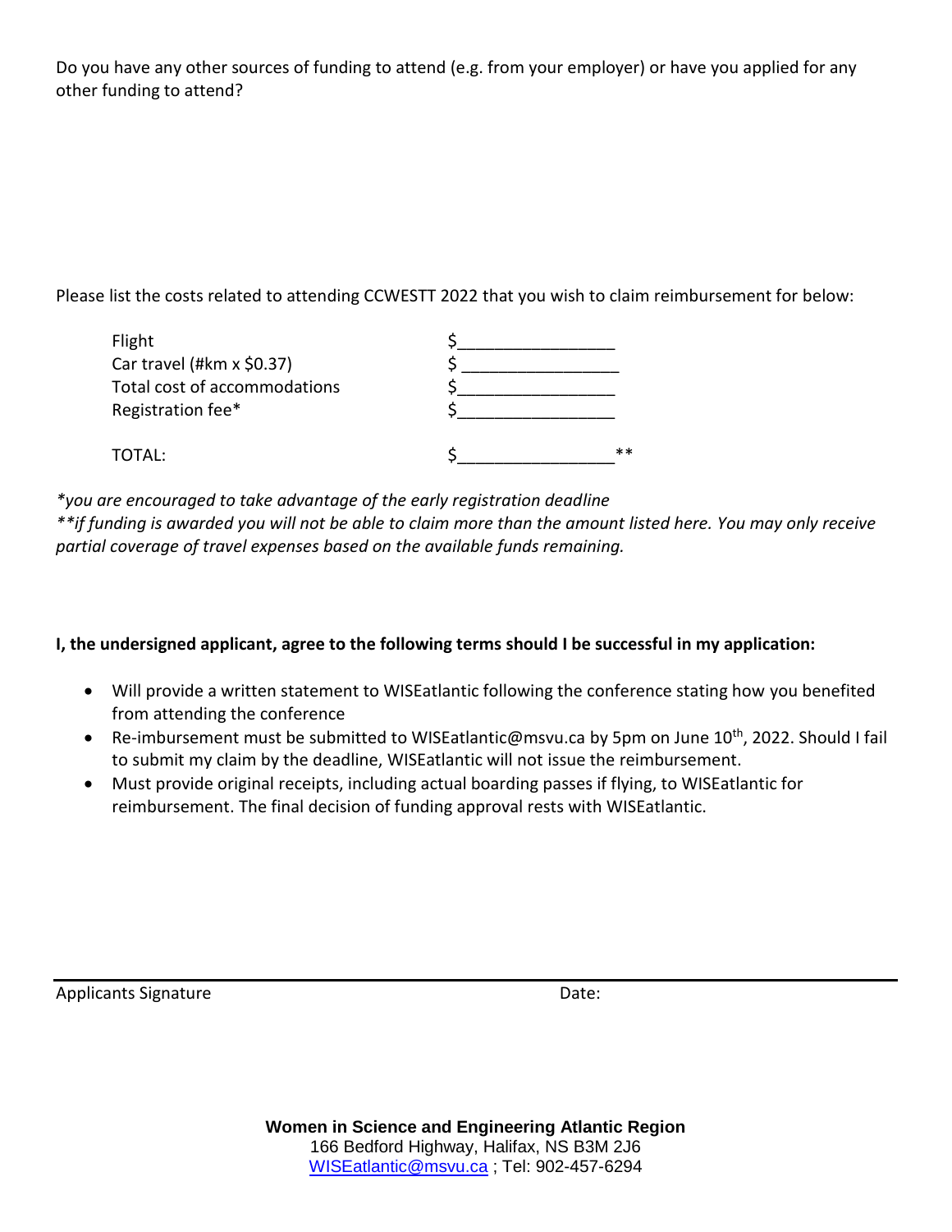Do you have any other sources of funding to attend (e.g. from your employer) or have you applied for any other funding to attend?

Please list the costs related to attending CCWESTT 2022 that you wish to claim reimbursement for below:

| | |
|---|---|
| Flight | $_________________ |
| Car travel (#km x $0.37) | $ _________________ |
| Total cost of accommodations | $_________________ |
| Registration fee* | $_________________ |
| TOTAL: | $_________________** |

*\*you are encouraged to take advantage of the early registration deadline*

*\*\*if funding is awarded you will not be able to claim more than the amount listed here. You may only receive partial coverage of travel expenses based on the available funds remaining.*

**I, the undersigned applicant, agree to the following terms should I be successful in my application:**

- Will provide a written statement to WISEatlantic following the conference stating how you benefited from attending the conference
- Re-imbursement must be submitted to WISEatlantic@msvu.ca by 5pm on June 10th, 2022. Should I fail to submit my claim by the deadline, WISEatlantic will not issue the reimbursement.
- Must provide original receipts, including actual boarding passes if flying, to WISEatlantic for reimbursement. The final decision of funding approval rests with WISEatlantic.

Applicants Signature　　　　　　　　　　　　　　　　　　　　Date:

**Women in Science and Engineering Atlantic Region**
166 Bedford Highway, Halifax, NS B3M 2J6
WISEatlantic@msvu.ca ; Tel: 902-457-6294